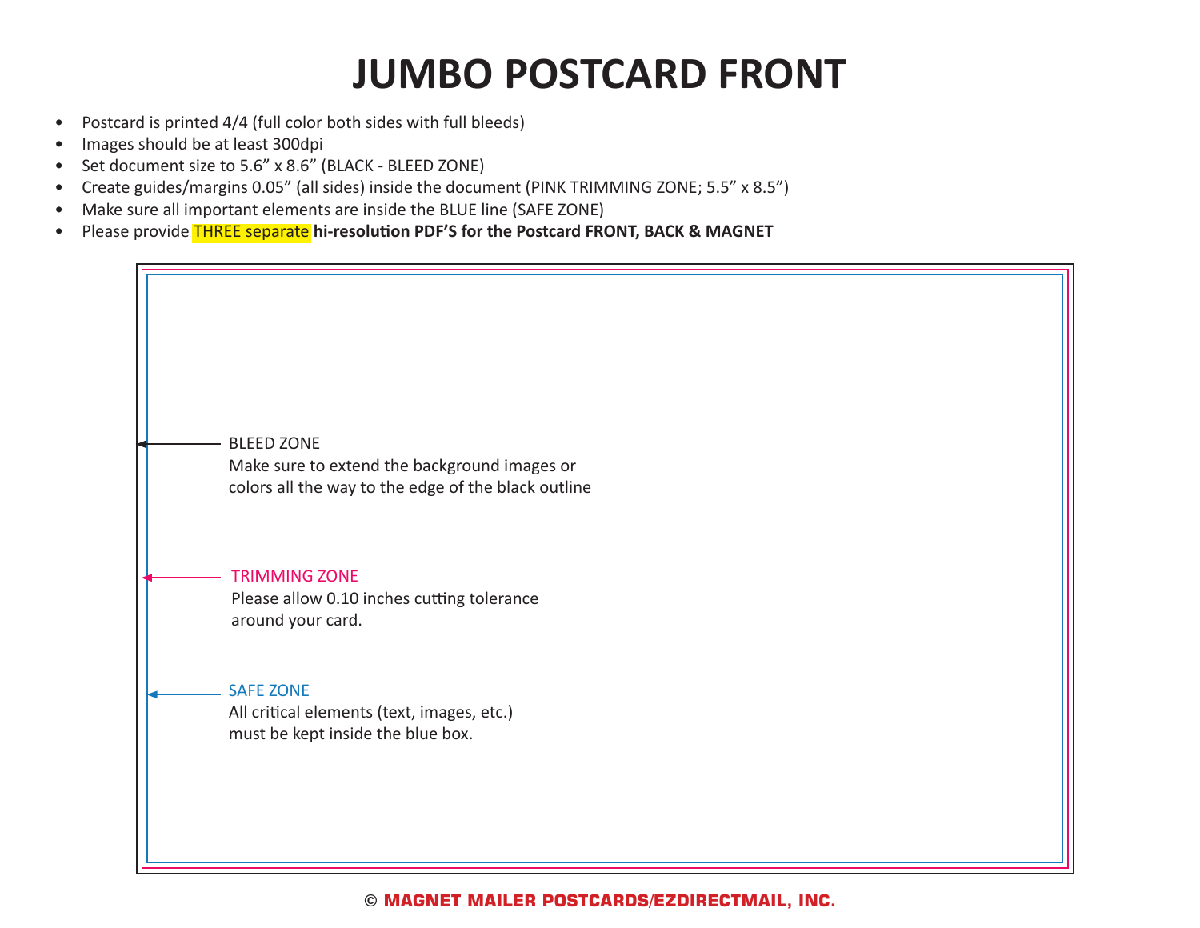# JUMBO POSTCARD FRONT

- Postcard is printed 4/4 (full color both sides with full bleeds)
- Images should be at least 300dpi
- Set document size to 5.6” x 8.6” (BLACK - BLEED ZONE)
- Create guides/margins 0.05” (all sides) inside the document (PINK TRIMMING ZONE; 5.5” x 8.5”)
- Make sure all important elements are inside the BLUE line (SAFE ZONE)
- Please provide THREE separate **hi-resolution PDF’S for the Postcard FRONT, BACK & MAGNET**

BLEED ZONE
Make sure to extend the background images or colors all the way to the edge of the black outline

TRIMMING ZONE
Please allow 0.10 inches cutting tolerance around your card.

SAFE ZONE
All critical elements (text, images, etc.) must be kept inside the blue box.

© MAGNET MAILER POSTCARDS/EZDIRECTMAIL, INC.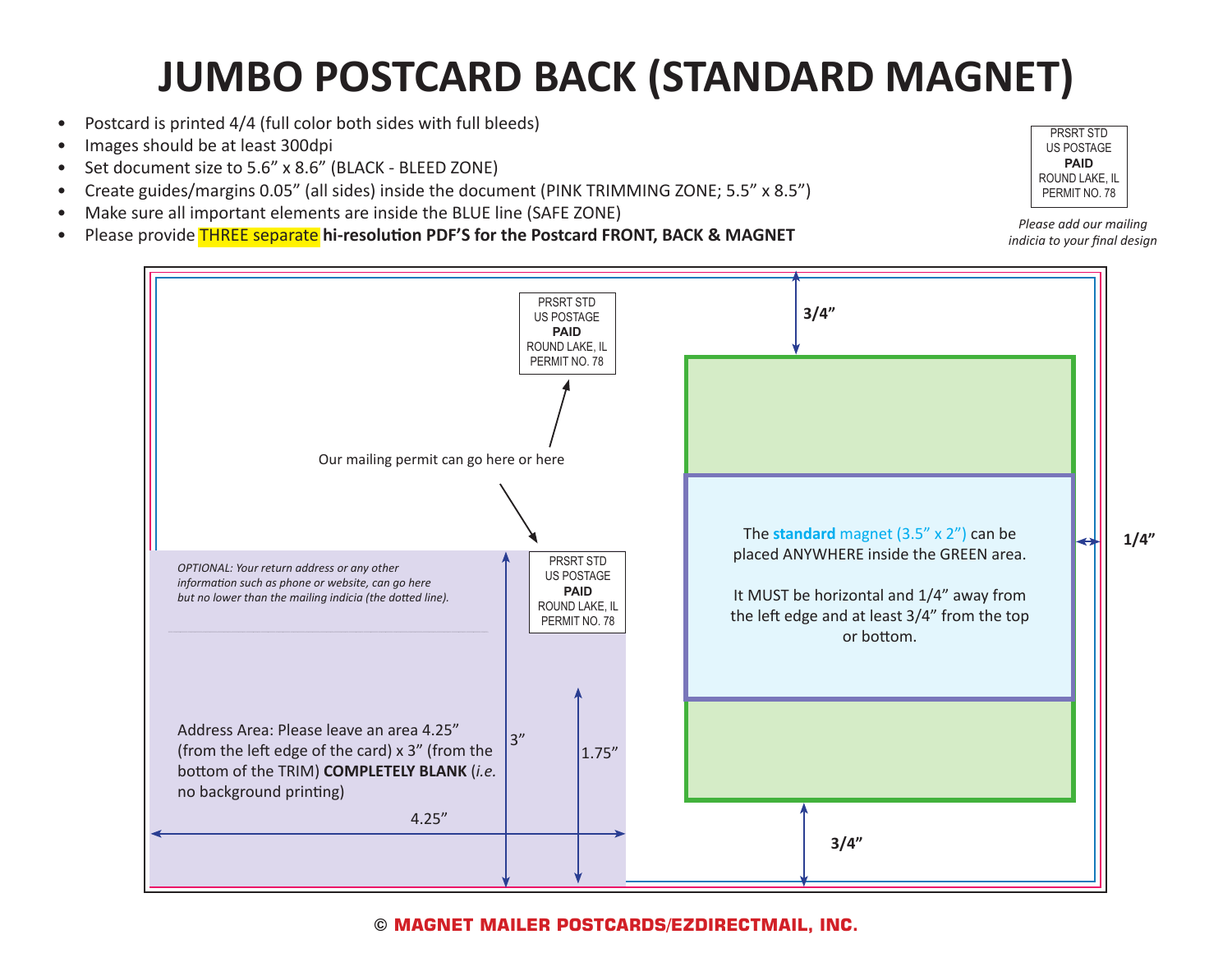# JUMBO POSTCARD BACK (STANDARD MAGNET)

- Postcard is printed 4/4 (full color both sides with full bleeds)
- Images should be at least 300dpi
- Set document size to 5.6" x 8.6" (BLACK - BLEED ZONE)
- Create guides/margins 0.05" (all sides) inside the document (PINK TRIMMING ZONE; 5.5" x 8.5")
- Make sure all important elements are inside the BLUE line (SAFE ZONE)
- Please provide THREE separate **hi-resolution PDF'S for the Postcard FRONT, BACK & MAGNET**

PRSRT STD
US POSTAGE
**PAID**
ROUND LAKE, IL
PERMIT NO. 78

*Please add our mailing indicia to your final design*

PRSRT STD
US POSTAGE
**PAID**
ROUND LAKE, IL
PERMIT NO. 78

Our mailing permit can go here or here

PRSRT STD
US POSTAGE
**PAID**
ROUND LAKE, IL
PERMIT NO. 78

**3/4"**

**1/4"**

**3/4"**

The **standard** magnet (3.5" x 2") can be placed ANYWHERE inside the GREEN area.

It MUST be horizontal and 1/4" away from the left edge and at least 3/4" from the top or bottom.

*OPTIONAL: Your return address or any other information such as phone or website, can go here but no lower than the mailing indicia (the dotted line).*

Address Area: Please leave an area 4.25" (from the left edge of the card) x 3" (from the bottom of the TRIM) **COMPLETELY BLANK** (*i.e.* no background printing)

3"

1.75"

4.25"

© MAGNET MAILER POSTCARDS/EZDIRECTMAIL, INC.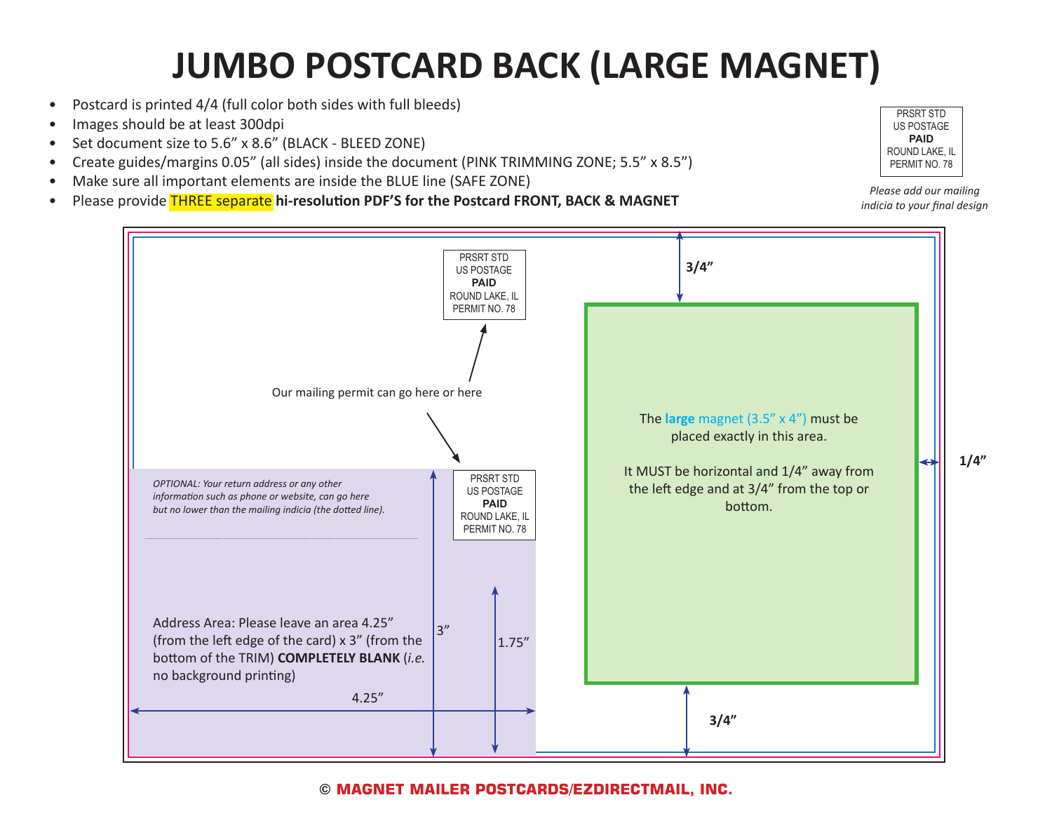# JUMBO POSTCARD BACK (LARGE MAGNET)

- Postcard is printed 4/4 (full color both sides with full bleeds)
- Images should be at least 300dpi
- Set document size to 5.6" x 8.6" (BLACK - BLEED ZONE)
- Create guides/margins 0.05" (all sides) inside the document (PINK TRIMMING ZONE; 5.5" x 8.5")
- Make sure all important elements are inside the BLUE line (SAFE ZONE)
- Please provide THREE separate **hi-resolution PDF'S for the Postcard FRONT, BACK & MAGNET**

PRSRT STD
US POSTAGE
**PAID**
ROUND LAKE, IL
PERMIT NO. 78

*Please add our mailing indicia to your final design*

PRSRT STD
US POSTAGE
**PAID**
ROUND LAKE, IL
PERMIT NO. 78

Our mailing permit can go here or here

PRSRT STD
US POSTAGE
**PAID**
ROUND LAKE, IL
PERMIT NO. 78

*OPTIONAL: Your return address or any other information such as phone or website, can go here but no lower than the mailing indicia (the dotted line).*

Address Area: Please leave an area 4.25" (from the left edge of the card) x 3" (from the bottom of the TRIM) **COMPLETELY BLANK** (*i.e.* no background printing)

4.25"

3"

1.75"

3/4"

The **large** magnet (3.5" x 4") must be placed exactly in this area.

It MUST be horizontal and 1/4" away from the left edge and at 3/4" from the top or bottom.

1/4"

3/4"

© **MAGNET MAILER POSTCARDS/EZDIRECTMAIL, INC.**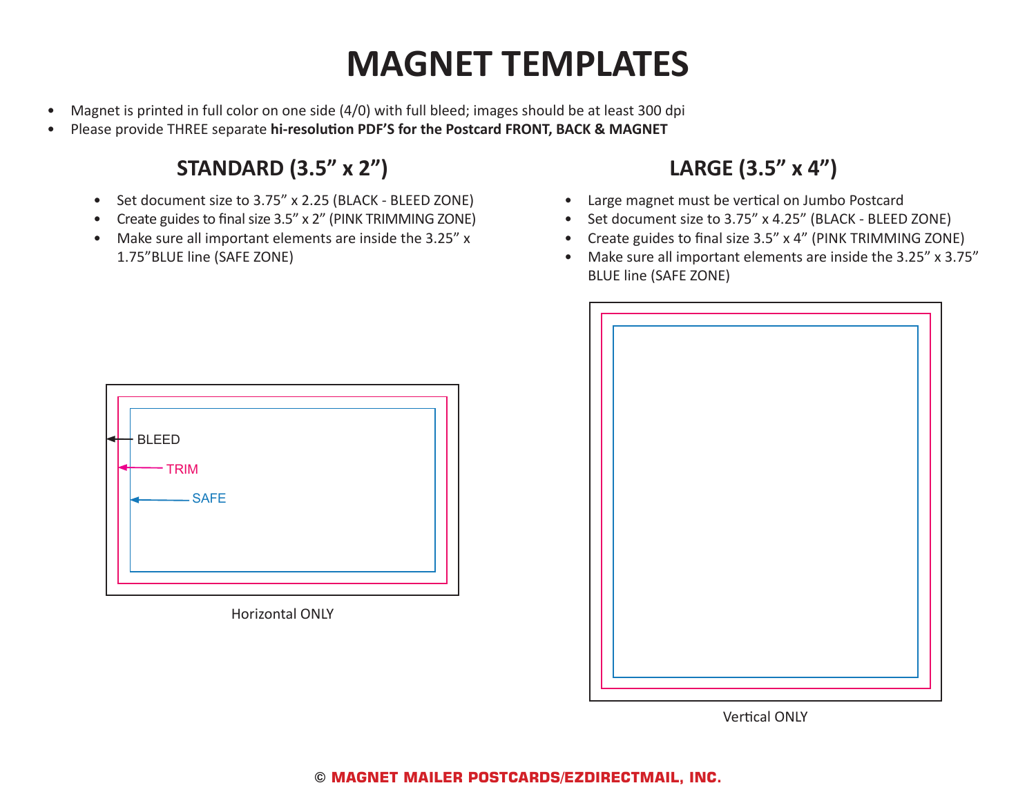# MAGNET TEMPLATES

- Magnet is printed in full color on one side (4/0) with full bleed; images should be at least 300 dpi
- Please provide THREE separate **hi-resolution PDF'S for the Postcard FRONT, BACK & MAGNET**

## STANDARD (3.5" x 2")

- Set document size to 3.75" x 2.25 (BLACK - BLEED ZONE)
- Create guides to final size 3.5" x 2" (PINK TRIMMING ZONE)
- Make sure all important elements are inside the 3.25" x 1.75"BLUE line (SAFE ZONE)

BLEED

TRIM

SAFE

Horizontal ONLY

## LARGE (3.5" x 4")

- Large magnet must be vertical on Jumbo Postcard
- Set document size to 3.75" x 4.25" (BLACK - BLEED ZONE)
- Create guides to final size 3.5" x 4" (PINK TRIMMING ZONE)
- Make sure all important elements are inside the 3.25" x 3.75" BLUE line (SAFE ZONE)

Vertical ONLY

© **MAGNET MAILER POSTCARDS/EZDIRECTMAIL, INC.**